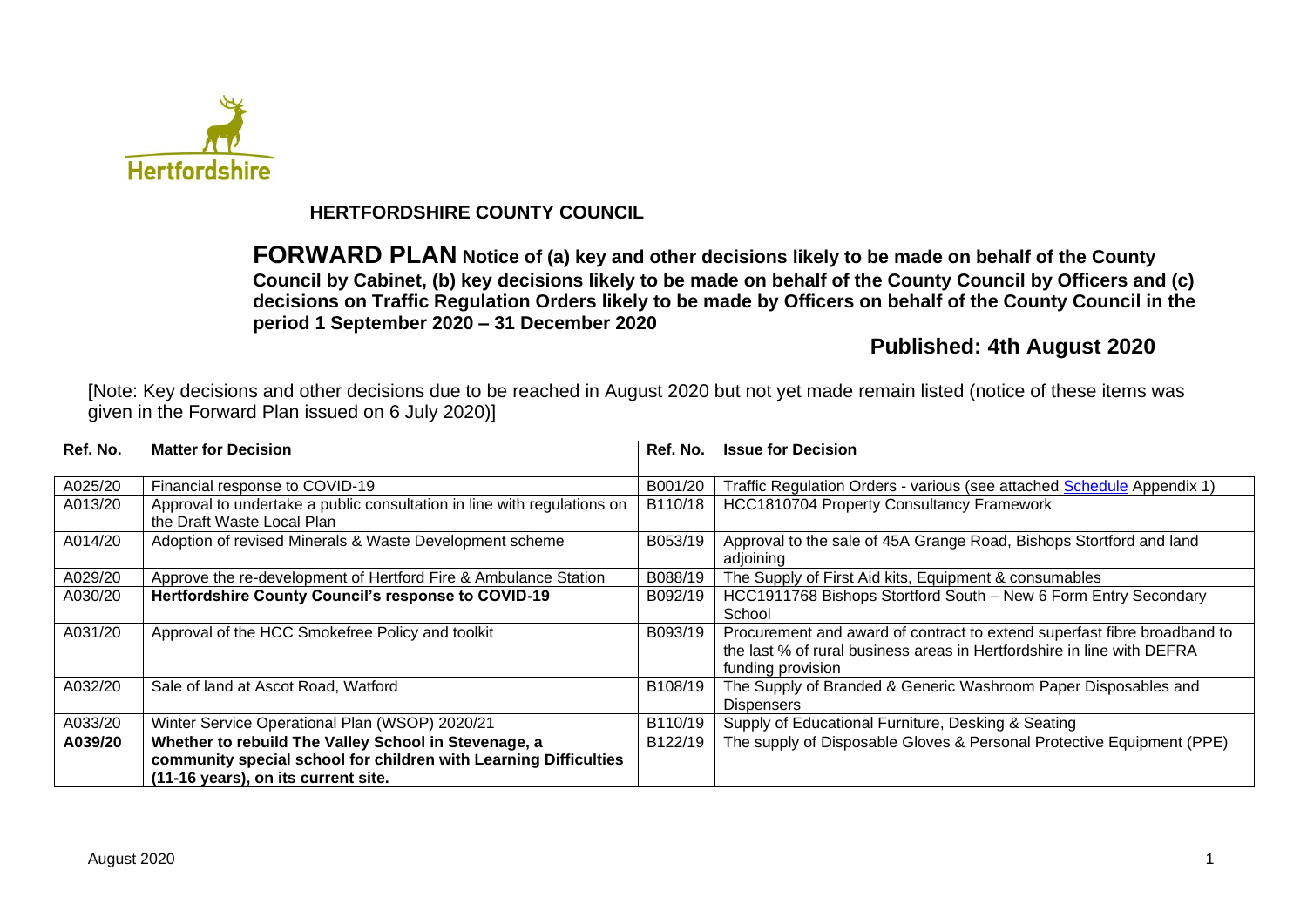# HERTFORDSHIRE COUNTY COUNCIL

**FORWARD PLAN Notice of (a) key and other decisions likely to be made on behalf of the County Council by Cabinet, (b) key decisions likely to be made on behalf of the County Council by Officers and (c) decisions on Traffic Regulation Orders likely to be made by Officers on behalf of the County Council in the period 1 September 2020 – 31 December 2020**

## Published: 4th August 2020

[Note: Key decisions and other decisions due to be reached in August 2020 but not yet made remain listed (notice of these items was given in the Forward Plan issued on 6 July 2020)]

| Ref. No. | Matter for Decision | Ref. No. | Issue for Decision |
|---|---|---|---|
| A025/20 | Financial response to COVID-19 | B001/20 | Traffic Regulation Orders - various (see attached Schedule Appendix 1) |
| A013/20 | Approval to undertake a public consultation in line with regulations on the Draft Waste Local Plan | B110/18 | HCC1810704 Property Consultancy Framework |
| A014/20 | Adoption of revised Minerals & Waste Development scheme | B053/19 | Approval to the sale of 45A Grange Road, Bishops Stortford and land adjoining |
| A029/20 | Approve the re-development of Hertford Fire & Ambulance Station | B088/19 | The Supply of First Aid kits, Equipment & consumables |
| A030/20 | **Hertfordshire County Council's response to COVID-19** | B092/19 | HCC1911768 Bishops Stortford South – New 6 Form Entry Secondary School |
| A031/20 | Approval of the HCC Smokefree Policy and toolkit | B093/19 | Procurement and award of contract to extend superfast fibre broadband to the last % of rural business areas in Hertfordshire in line with DEFRA funding provision |
| A032/20 | Sale of land at Ascot Road, Watford | B108/19 | The Supply of Branded & Generic Washroom Paper Disposables and Dispensers |
| A033/20 | Winter Service Operational Plan (WSOP) 2020/21 | B110/19 | Supply of Educational Furniture, Desking & Seating |
| **A039/20** | **Whether to rebuild The Valley School in Stevenage, a community special school for children with Learning Difficulties (11-16 years), on its current site.** | B122/19 | The supply of Disposable Gloves & Personal Protective Equipment (PPE) |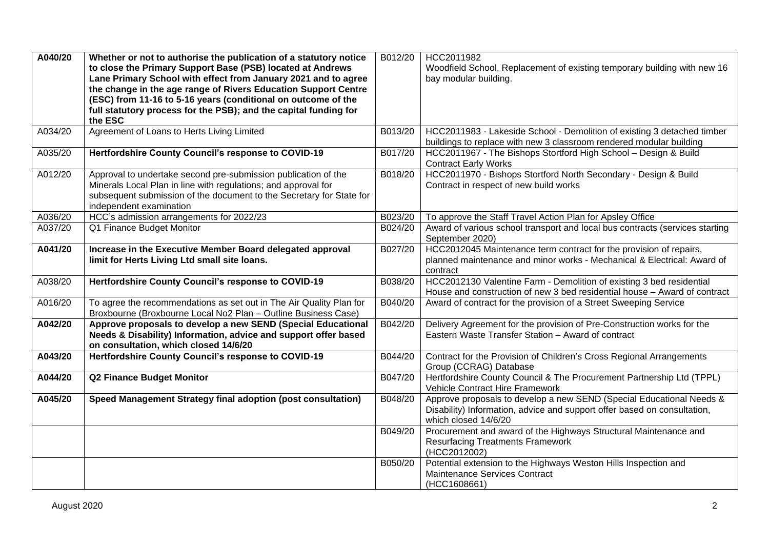| | | | |
|---|---|---|---|
| **A040/20** | **Whether or not to authorise the publication of a statutory notice to close the Primary Support Base (PSB) located at Andrews Lane Primary School with effect from January 2021 and to agree the change in the age range of Rivers Education Support Centre (ESC) from 11-16 to 5-16 years (conditional on outcome of the full statutory process for the PSB); and the capital funding for the ESC** | B012/20 | HCC2011982<br>Woodfield School, Replacement of existing temporary building with new 16 bay modular building. |
| A034/20 | Agreement of Loans to Herts Living Limited | B013/20 | HCC2011983 - Lakeside School - Demolition of existing 3 detached timber buildings to replace with new 3 classroom rendered modular building |
| A035/20 | **Hertfordshire County Council's response to COVID-19** | B017/20 | HCC2011967 - The Bishops Stortford High School – Design & Build Contract Early Works |
| A012/20 | Approval to undertake second pre-submission publication of the Minerals Local Plan in line with regulations; and approval for subsequent submission of the document to the Secretary for State for independent examination | B018/20 | HCC2011970 - Bishops Stortford North Secondary - Design & Build Contract in respect of new build works |
| A036/20 | HCC's admission arrangements for 2022/23 | B023/20 | To approve the Staff Travel Action Plan for Apsley Office |
| A037/20 | Q1 Finance Budget Monitor | B024/20 | Award of various school transport and local bus contracts (services starting September 2020) |
| **A041/20** | **Increase in the Executive Member Board delegated approval limit for Herts Living Ltd small site loans.** | B027/20 | HCC2012045 Maintenance term contract for the provision of repairs, planned maintenance and minor works - Mechanical & Electrical: Award of contract |
| A038/20 | **Hertfordshire County Council's response to COVID-19** | B038/20 | HCC2012130 Valentine Farm - Demolition of existing 3 bed residential House and construction of new 3 bed residential house – Award of contract |
| A016/20 | To agree the recommendations as set out in The Air Quality Plan for Broxbourne (Broxbourne Local No2 Plan – Outline Business Case) | B040/20 | Award of contract for the provision of a Street Sweeping Service |
| **A042/20** | **Approve proposals to develop a new SEND (Special Educational Needs & Disability) Information, advice and support offer based on consultation, which closed 14/6/20** | B042/20 | Delivery Agreement for the provision of Pre-Construction works for the Eastern Waste Transfer Station – Award of contract |
| **A043/20** | **Hertfordshire County Council's response to COVID-19** | B044/20 | Contract for the Provision of Children's Cross Regional Arrangements Group (CCRAG) Database |
| **A044/20** | **Q2 Finance Budget Monitor** | B047/20 | Hertfordshire County Council & The Procurement Partnership Ltd (TPPL) Vehicle Contract Hire Framework |
| **A045/20** | **Speed Management Strategy final adoption (post consultation)** | B048/20 | Approve proposals to develop a new SEND (Special Educational Needs & Disability) Information, advice and support offer based on consultation, which closed 14/6/20 |
| | | B049/20 | Procurement and award of the Highways Structural Maintenance and Resurfacing Treatments Framework<br>(HCC2012002) |
| | | B050/20 | Potential extension to the Highways Weston Hills Inspection and Maintenance Services Contract<br>(HCC1608661) |

August 2020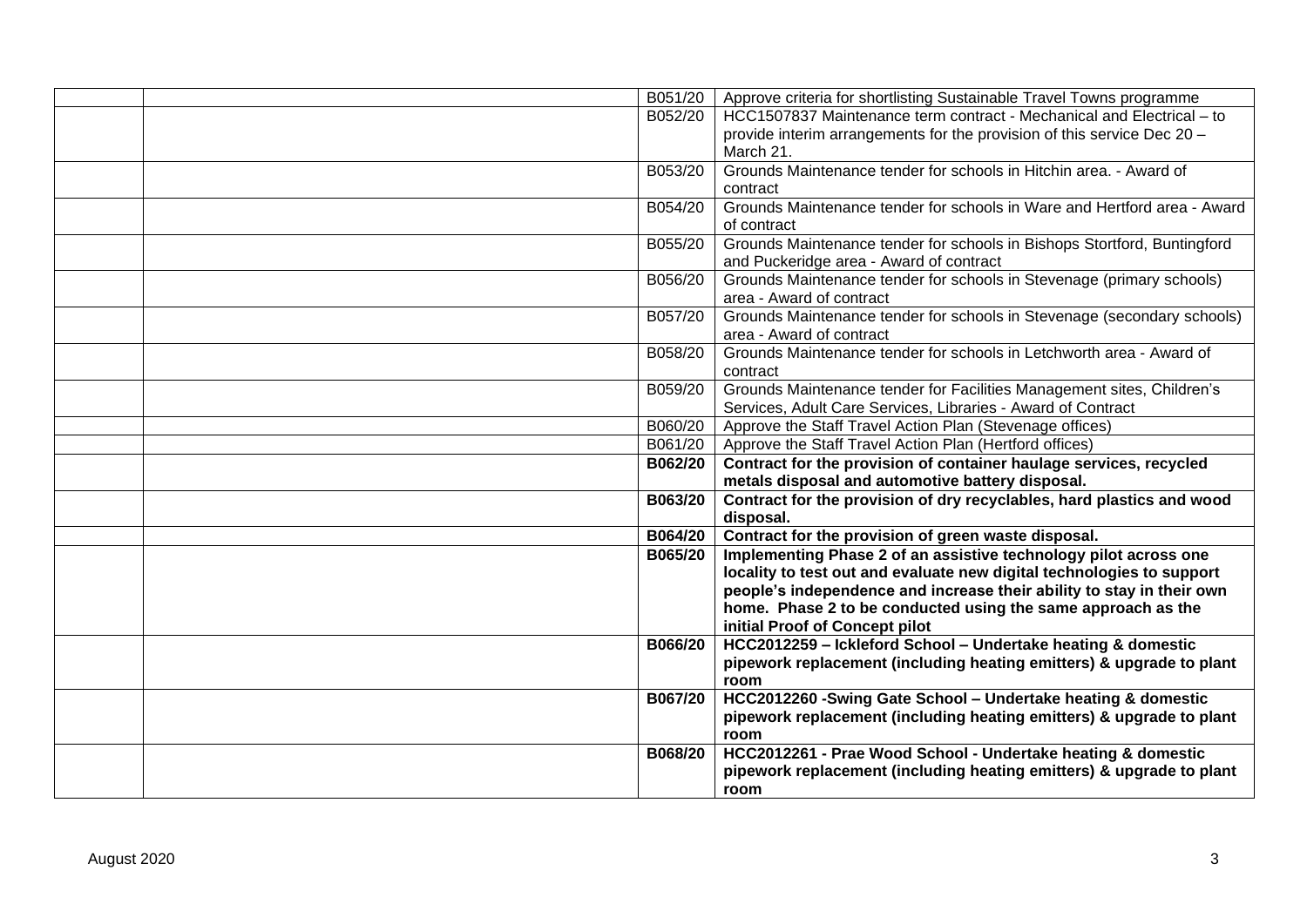| | | | |
|---|---|---|---|
| | | B051/20 | Approve criteria for shortlisting Sustainable Travel Towns programme |
| | | B052/20 | HCC1507837 Maintenance term contract - Mechanical and Electrical – to provide interim arrangements for the provision of this service Dec 20 – March 21. |
| | | B053/20 | Grounds Maintenance tender for schools in Hitchin area. - Award of contract |
| | | B054/20 | Grounds Maintenance tender for schools in Ware and Hertford area - Award of contract |
| | | B055/20 | Grounds Maintenance tender for schools in Bishops Stortford, Buntingford and Puckeridge area - Award of contract |
| | | B056/20 | Grounds Maintenance tender for schools in Stevenage (primary schools) area - Award of contract |
| | | B057/20 | Grounds Maintenance tender for schools in Stevenage (secondary schools) area - Award of contract |
| | | B058/20 | Grounds Maintenance tender for schools in Letchworth area - Award of contract |
| | | B059/20 | Grounds Maintenance tender for Facilities Management sites, Children's Services, Adult Care Services, Libraries - Award of Contract |
| | | B060/20 | Approve the Staff Travel Action Plan (Stevenage offices) |
| | | B061/20 | Approve the Staff Travel Action Plan (Hertford offices) |
| | | **B062/20** | **Contract for the provision of container haulage services, recycled metals disposal and automotive battery disposal.** |
| | | **B063/20** | **Contract for the provision of dry recyclables, hard plastics and wood disposal.** |
| | | **B064/20** | **Contract for the provision of green waste disposal.** |
| | | **B065/20** | **Implementing Phase 2 of an assistive technology pilot across one locality to test out and evaluate new digital technologies to support people's independence and increase their ability to stay in their own home. Phase 2 to be conducted using the same approach as the initial Proof of Concept pilot** |
| | | **B066/20** | **HCC2012259 – Ickleford School – Undertake heating & domestic pipework replacement (including heating emitters) & upgrade to plant room** |
| | | **B067/20** | **HCC2012260 -Swing Gate School – Undertake heating & domestic pipework replacement (including heating emitters) & upgrade to plant room** |
| | | **B068/20** | **HCC2012261 - Prae Wood School - Undertake heating & domestic pipework replacement (including heating emitters) & upgrade to plant room** |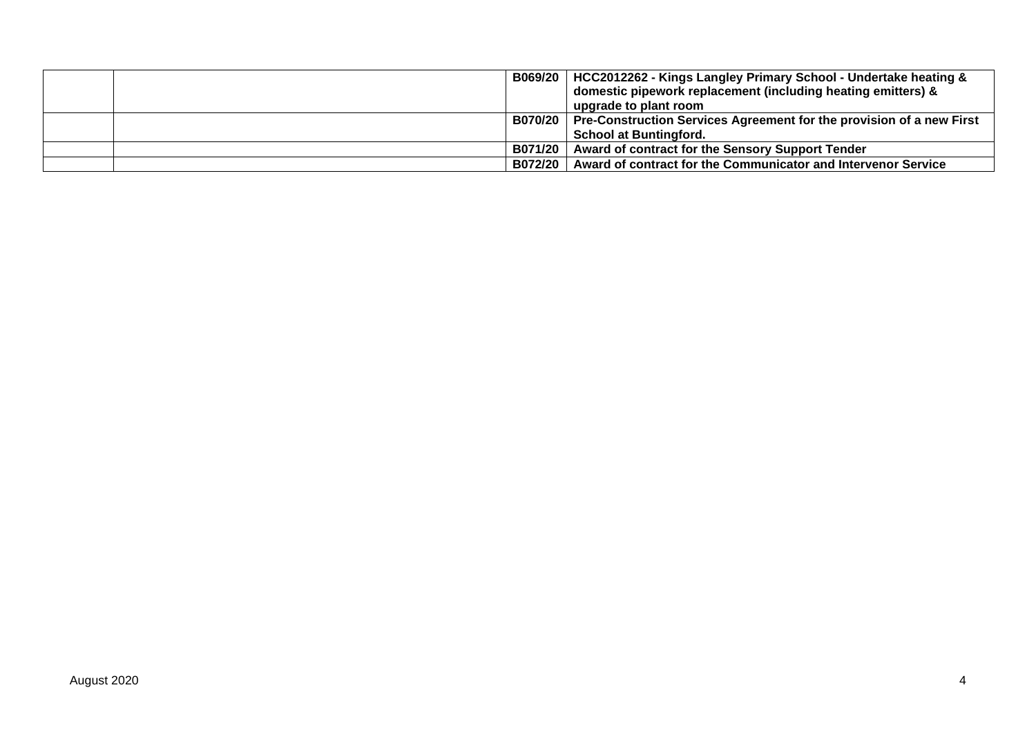| | | | |
|---|---|---|---|
| | | B069/20 | **HCC2012262 - Kings Langley Primary School - Undertake heating & domestic pipework replacement (including heating emitters) & upgrade to plant room** |
| | | B070/20 | **Pre-Construction Services Agreement for the provision of a new First School at Buntingford.** |
| | | B071/20 | **Award of contract for the Sensory Support Tender** |
| | | B072/20 | **Award of contract for the Communicator and Intervenor Service** |

August 2020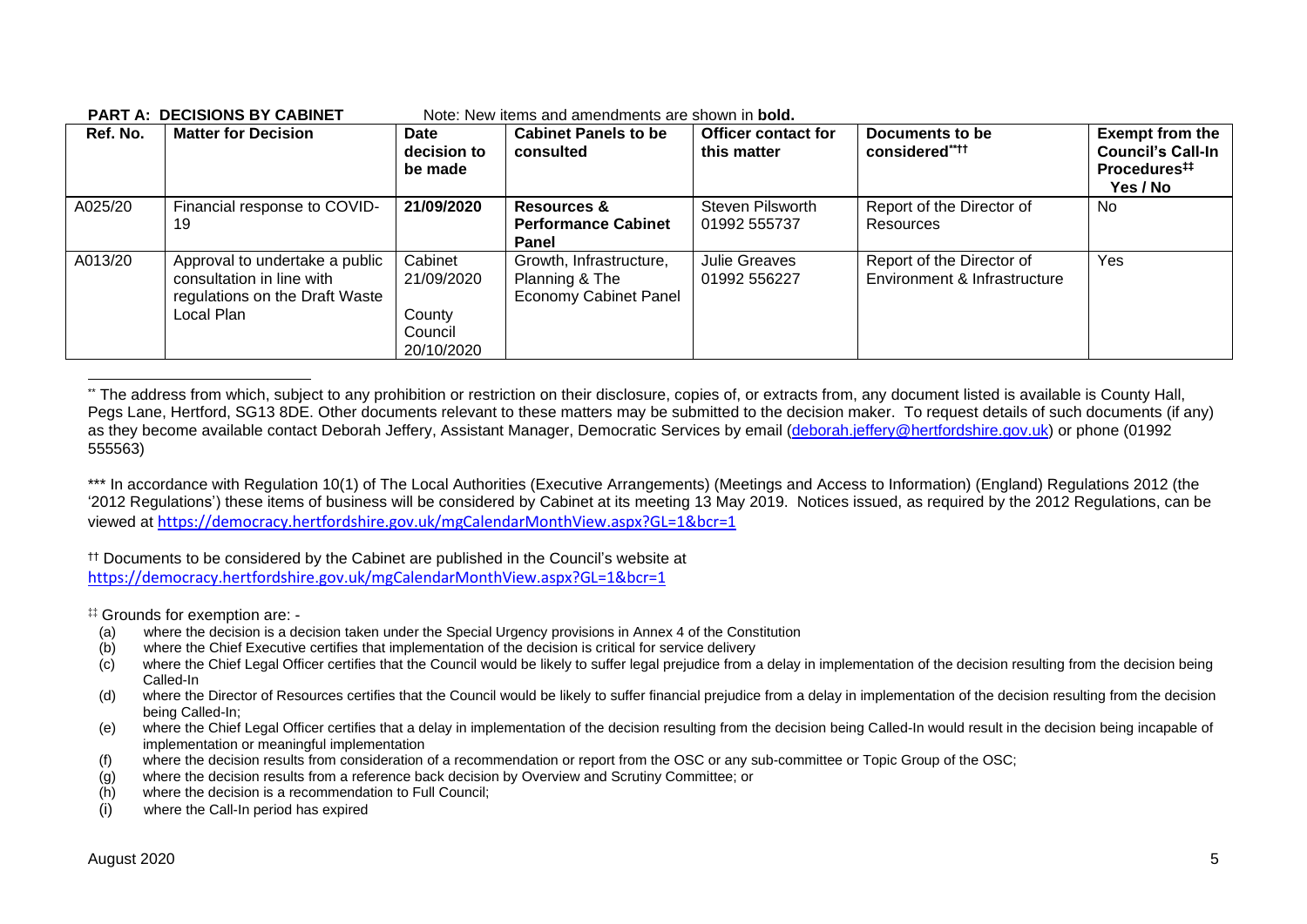**PART A: DECISIONS BY CABINET** Note: New items and amendments are shown in **bold.**

| Ref. No. | Matter for Decision | Date decision to be made | Cabinet Panels to be consulted | Officer contact for this matter | Documents to be considered**†† | Exempt from the Council's Call-In Procedures‡‡ Yes / No |
|---|---|---|---|---|---|---|
| A025/20 | Financial response to COVID-19 | **21/09/2020** | **Resources & Performance Cabinet Panel** | Steven Pilsworth 01992 555737 | Report of the Director of Resources | No |
| A013/20 | Approval to undertake a public consultation in line with regulations on the Draft Waste Local Plan | Cabinet 21/09/2020<br><br>County Council 20/10/2020 | Growth, Infrastructure, Planning & The Economy Cabinet Panel | Julie Greaves 01992 556227 | Report of the Director of Environment & Infrastructure | Yes |

** The address from which, subject to any prohibition or restriction on their disclosure, copies of, or extracts from, any document listed is available is County Hall, Pegs Lane, Hertford, SG13 8DE. Other documents relevant to these matters may be submitted to the decision maker. To request details of such documents (if any) as they become available contact Deborah Jeffery, Assistant Manager, Democratic Services by email (deborah.jeffery@hertfordshire.gov.uk) or phone (01992 555563)

*** In accordance with Regulation 10(1) of The Local Authorities (Executive Arrangements) (Meetings and Access to Information) (England) Regulations 2012 (the '2012 Regulations') these items of business will be considered by Cabinet at its meeting 13 May 2019. Notices issued, as required by the 2012 Regulations, can be viewed at https://democracy.hertfordshire.gov.uk/mgCalendarMonthView.aspx?GL=1&bcr=1

†† Documents to be considered by the Cabinet are published in the Council's website at https://democracy.hertfordshire.gov.uk/mgCalendarMonthView.aspx?GL=1&bcr=1

‡‡ Grounds for exemption are: -

- (a) where the decision is a decision taken under the Special Urgency provisions in Annex 4 of the Constitution
- (b) where the Chief Executive certifies that implementation of the decision is critical for service delivery
- (c) where the Chief Legal Officer certifies that the Council would be likely to suffer legal prejudice from a delay in implementation of the decision resulting from the decision being Called-In
- (d) where the Director of Resources certifies that the Council would be likely to suffer financial prejudice from a delay in implementation of the decision resulting from the decision being Called-In;
- (e) where the Chief Legal Officer certifies that a delay in implementation of the decision resulting from the decision being Called-In would result in the decision being incapable of implementation or meaningful implementation
- (f) where the decision results from consideration of a recommendation or report from the OSC or any sub-committee or Topic Group of the OSC;
- (g) where the decision results from a reference back decision by Overview and Scrutiny Committee; or
- (h) where the decision is a recommendation to Full Council;
- (i) where the Call-In period has expired

August 2020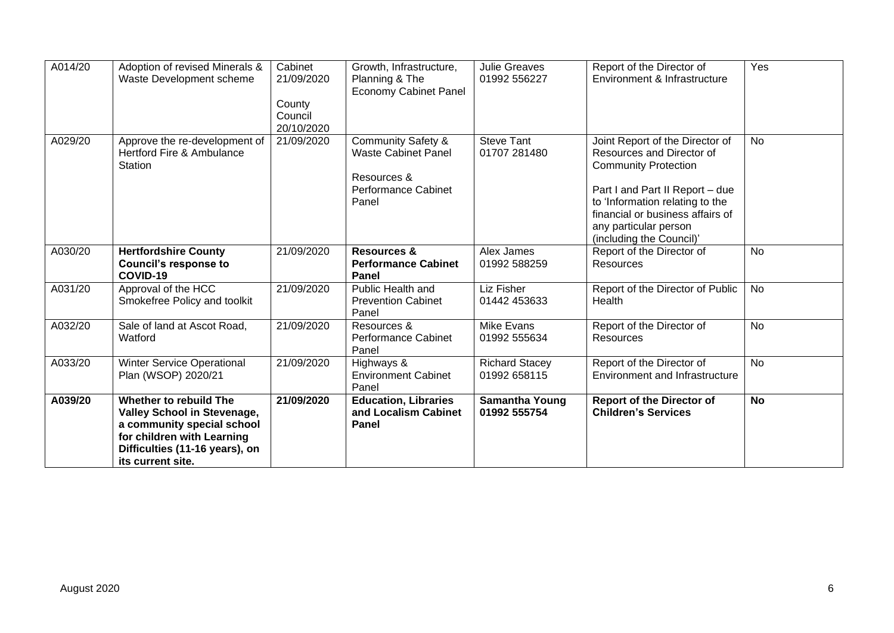| A014/20 | Adoption of revised Minerals & Waste Development scheme | Cabinet 21/09/2020<br><br>County Council 20/10/2020 | Growth, Infrastructure, Planning & The Economy Cabinet Panel | Julie Greaves 01992 556227 | Report of the Director of Environment & Infrastructure | Yes |
|---|---|---|---|---|---|---|
| A029/20 | Approve the re-development of Hertford Fire & Ambulance Station | 21/09/2020 | Community Safety & Waste Cabinet Panel<br><br>Resources & Performance Cabinet Panel | Steve Tant 01707 281480 | Joint Report of the Director of Resources and Director of Community Protection<br><br>Part I and Part II Report – due to 'Information relating to the financial or business affairs of any particular person (including the Council)' | No |
| A030/20 | **Hertfordshire County Council's response to COVID-19** | 21/09/2020 | **Resources & Performance Cabinet Panel** | Alex James 01992 588259 | Report of the Director of Resources | No |
| A031/20 | Approval of the HCC Smokefree Policy and toolkit | 21/09/2020 | Public Health and Prevention Cabinet Panel | Liz Fisher 01442 453633 | Report of the Director of Public Health | No |
| A032/20 | Sale of land at Ascot Road, Watford | 21/09/2020 | Resources & Performance Cabinet Panel | Mike Evans 01992 555634 | Report of the Director of Resources | No |
| A033/20 | Winter Service Operational Plan (WSOP) 2020/21 | 21/09/2020 | Highways & Environment Cabinet Panel | Richard Stacey 01992 658115 | Report of the Director of Environment and Infrastructure | No |
| **A039/20** | **Whether to rebuild The Valley School in Stevenage, a community special school for children with Learning Difficulties (11-16 years), on its current site.** | **21/09/2020** | **Education, Libraries and Localism Cabinet Panel** | **Samantha Young 01992 555754** | **Report of the Director of Children's Services** | **No** |

August 2020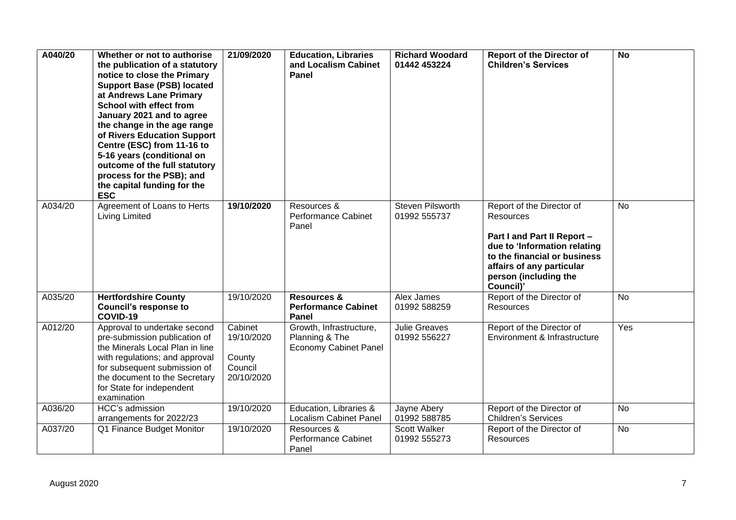| | | | | | | |
|---|---|---|---|---|---|---|
| **A040/20** | **Whether or not to authorise the publication of a statutory notice to close the Primary Support Base (PSB) located at Andrews Lane Primary School with effect from January 2021 and to agree the change in the age range of Rivers Education Support Centre (ESC) from 11-16 to 5-16 years (conditional on outcome of the full statutory process for the PSB); and the capital funding for the ESC** | **21/09/2020** | **Education, Libraries and Localism Cabinet Panel** | **Richard Woodard 01442 453224** | **Report of the Director of Children's Services** | **No** |
| A034/20 | Agreement of Loans to Herts Living Limited | **19/10/2020** | Resources & Performance Cabinet Panel | Steven Pilsworth 01992 555737 | Report of the Director of Resources<br><br>**Part I and Part II Report – due to 'Information relating to the financial or business affairs of any particular person (including the Council)'** | No |
| A035/20 | **Hertfordshire County Council's response to COVID-19** | 19/10/2020 | **Resources & Performance Cabinet Panel** | Alex James 01992 588259 | Report of the Director of Resources | No |
| A012/20 | Approval to undertake second pre-submission publication of the Minerals Local Plan in line with regulations; and approval for subsequent submission of the document to the Secretary for State for independent examination | Cabinet 19/10/2020<br><br>County Council 20/10/2020 | Growth, Infrastructure, Planning & The Economy Cabinet Panel | Julie Greaves 01992 556227 | Report of the Director of Environment & Infrastructure | Yes |
| A036/20 | HCC's admission arrangements for 2022/23 | 19/10/2020 | Education, Libraries & Localism Cabinet Panel | Jayne Abery 01992 588785 | Report of the Director of Children's Services | No |
| A037/20 | Q1 Finance Budget Monitor | 19/10/2020 | Resources & Performance Cabinet Panel | Scott Walker 01992 555273 | Report of the Director of Resources | No |

August 2020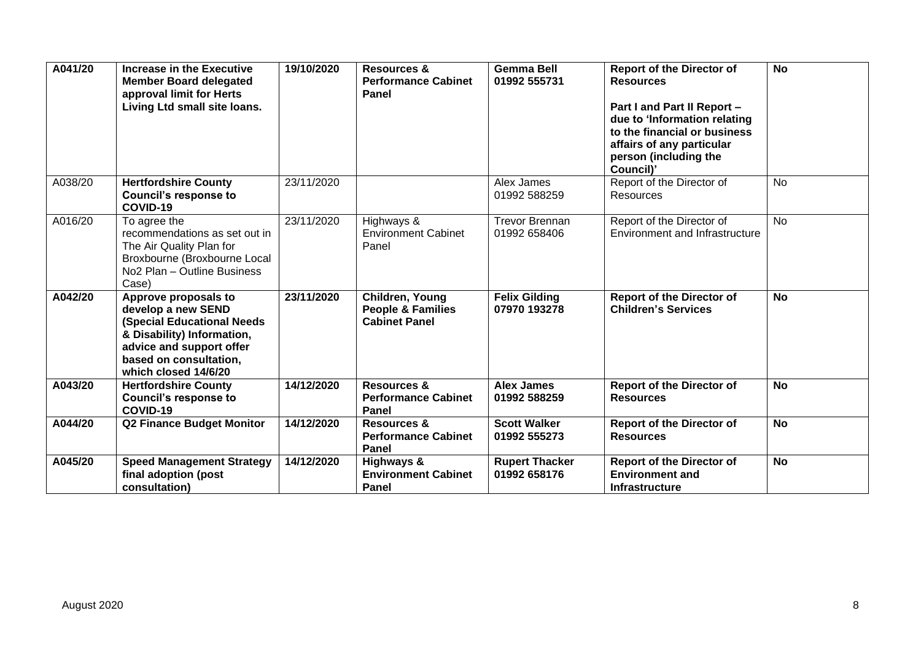| **A041/20** | **Increase in the Executive Member Board delegated approval limit for Herts Living Ltd small site loans.** | **19/10/2020** | **Resources & Performance Cabinet Panel** | **Gemma Bell 01992 555731** | **Report of the Director of Resources**<br><br>**Part I and Part II Report – due to 'Information relating to the financial or business affairs of any particular person (including the Council)'** | **No** |
|---|---|---|---|---|---|---|
| A038/20 | **Hertfordshire County Council's response to COVID-19** | 23/11/2020 | | Alex James 01992 588259 | Report of the Director of Resources | No |
| A016/20 | To agree the recommendations as set out in The Air Quality Plan for Broxbourne (Broxbourne Local No2 Plan – Outline Business Case) | 23/11/2020 | Highways & Environment Cabinet Panel | Trevor Brennan 01992 658406 | Report of the Director of Environment and Infrastructure | No |
| **A042/20** | **Approve proposals to develop a new SEND (Special Educational Needs & Disability) Information, advice and support offer based on consultation, which closed 14/6/20** | **23/11/2020** | **Children, Young People & Families Cabinet Panel** | **Felix Gilding 07970 193278** | **Report of the Director of Children's Services** | **No** |
| **A043/20** | **Hertfordshire County Council's response to COVID-19** | **14/12/2020** | **Resources & Performance Cabinet Panel** | **Alex James 01992 588259** | **Report of the Director of Resources** | **No** |
| **A044/20** | **Q2 Finance Budget Monitor** | **14/12/2020** | **Resources & Performance Cabinet Panel** | **Scott Walker 01992 555273** | **Report of the Director of Resources** | **No** |
| **A045/20** | **Speed Management Strategy final adoption (post consultation)** | **14/12/2020** | **Highways & Environment Cabinet Panel** | **Rupert Thacker 01992 658176** | **Report of the Director of Environment and Infrastructure** | **No** |

August 2020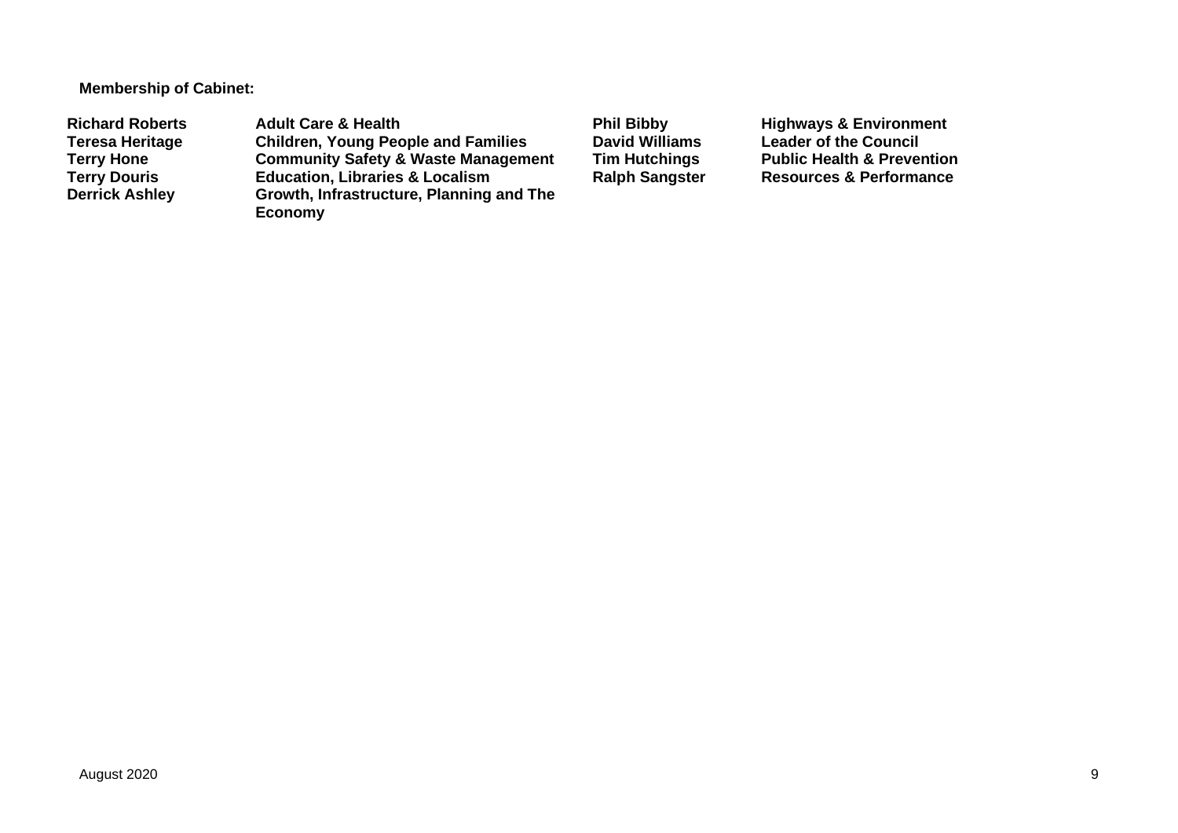**Membership of Cabinet:**

| | | | |
|---|---|---|---|
| **Richard Roberts** | **Adult Care & Health** | **Phil Bibby** | **Highways & Environment** |
| **Teresa Heritage** | **Children, Young People and Families** | **David Williams** | **Leader of the Council** |
| **Terry Hone** | **Community Safety & Waste Management** | **Tim Hutchings** | **Public Health & Prevention** |
| **Terry Douris** | **Education, Libraries & Localism** | **Ralph Sangster** | **Resources & Performance** |
| **Derrick Ashley** | **Growth, Infrastructure, Planning and The Economy** | | |

August 2020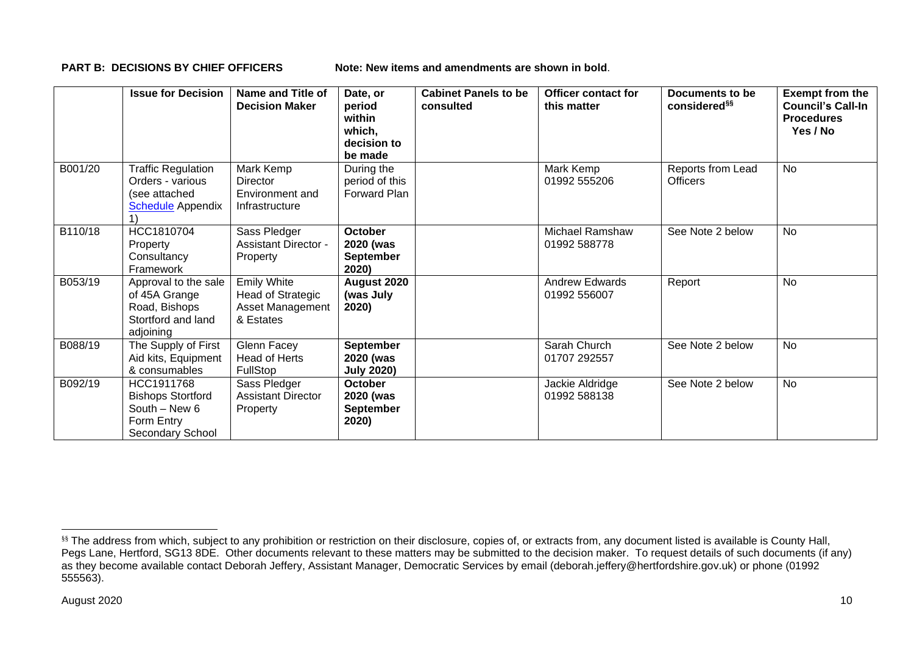**PART B: DECISIONS BY CHIEF OFFICERS** **Note: New items and amendments are shown in bold**.

| | Issue for Decision | Name and Title of Decision Maker | Date, or period within which, decision to be made | Cabinet Panels to be consulted | Officer contact for this matter | Documents to be considered[§§] | Exempt from the Council's Call-In Procedures Yes / No |
|---|---|---|---|---|---|---|---|
| B001/20 | Traffic Regulation Orders - various (see attached Schedule Appendix 1) | Mark Kemp Director Environment and Infrastructure | During the period of this Forward Plan | | Mark Kemp 01992 555206 | Reports from Lead Officers | No |
| B110/18 | HCC1810704 Property Consultancy Framework | Sass Pledger Assistant Director - Property | **October 2020 (was September 2020)** | | Michael Ramshaw 01992 588778 | See Note 2 below | No |
| B053/19 | Approval to the sale of 45A Grange Road, Bishops Stortford and land adjoining | Emily White Head of Strategic Asset Management & Estates | **August 2020 (was July 2020)** | | Andrew Edwards 01992 556007 | Report | No |
| B088/19 | The Supply of First Aid kits, Equipment & consumables | Glenn Facey Head of Herts FullStop | **September 2020 (was July 2020)** | | Sarah Church 01707 292557 | See Note 2 below | No |
| B092/19 | HCC1911768 Bishops Stortford South – New 6 Form Entry Secondary School | Sass Pledger Assistant Director Property | **October 2020 (was September 2020)** | | Jackie Aldridge 01992 588138 | See Note 2 below | No |

[§§] The address from which, subject to any prohibition or restriction on their disclosure, copies of, or extracts from, any document listed is available is County Hall, Pegs Lane, Hertford, SG13 8DE. Other documents relevant to these matters may be submitted to the decision maker. To request details of such documents (if any) as they become available contact Deborah Jeffery, Assistant Manager, Democratic Services by email (deborah.jeffery@hertfordshire.gov.uk) or phone (01992 555563).

August 2020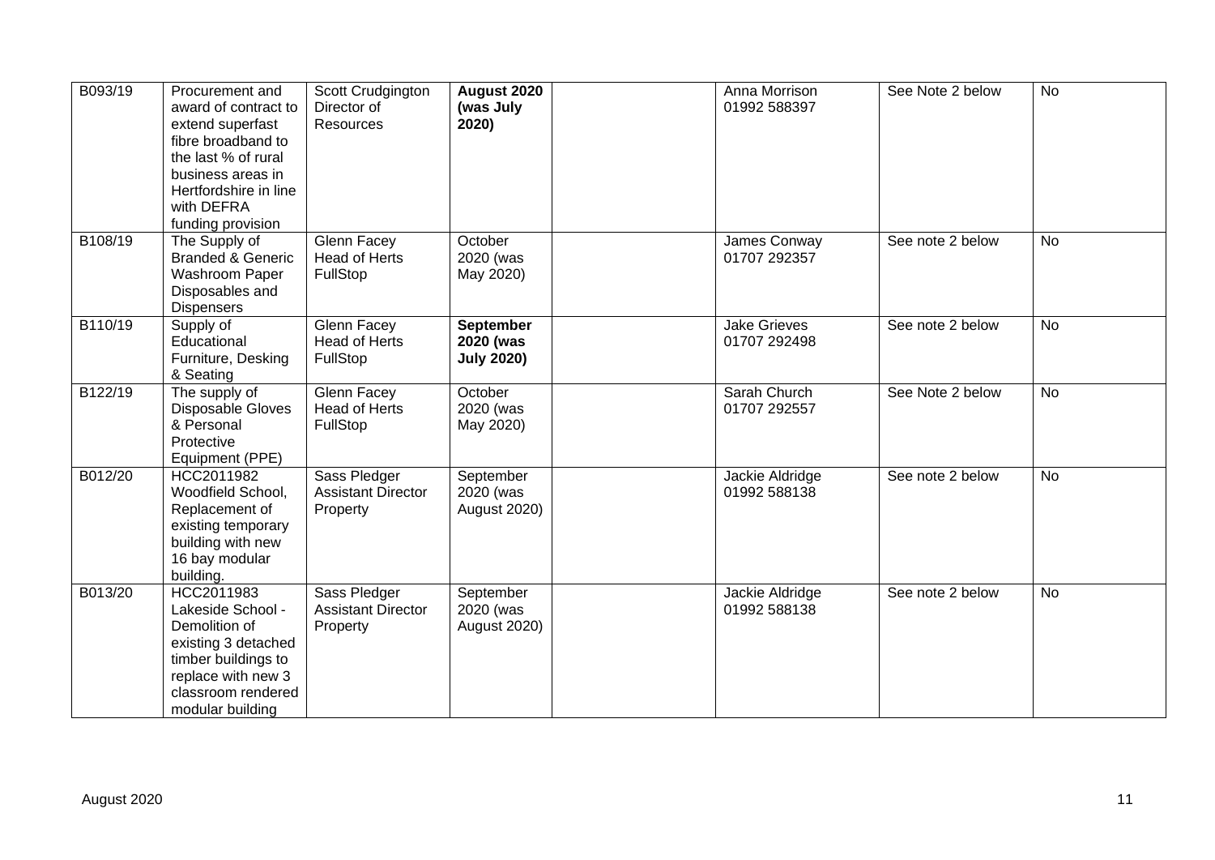| B093/19 | Procurement and award of contract to extend superfast fibre broadband to the last % of rural business areas in Hertfordshire in line with DEFRA funding provision | Scott Crudgington Director of Resources | **August 2020 (was July 2020)** | | Anna Morrison 01992 588397 | See Note 2 below | No |
|---|---|---|---|---|---|---|---|
| B108/19 | The Supply of Branded & Generic Washroom Paper Disposables and Dispensers | Glenn Facey Head of Herts FullStop | October 2020 (was May 2020) | | James Conway 01707 292357 | See note 2 below | No |
| B110/19 | Supply of Educational Furniture, Desking & Seating | Glenn Facey Head of Herts FullStop | **September 2020 (was July 2020)** | | Jake Grieves 01707 292498 | See note 2 below | No |
| B122/19 | The supply of Disposable Gloves & Personal Protective Equipment (PPE) | Glenn Facey Head of Herts FullStop | October 2020 (was May 2020) | | Sarah Church 01707 292557 | See Note 2 below | No |
| B012/20 | HCC2011982 Woodfield School, Replacement of existing temporary building with new 16 bay modular building. | Sass Pledger Assistant Director Property | September 2020 (was August 2020) | | Jackie Aldridge 01992 588138 | See note 2 below | No |
| B013/20 | HCC2011983 Lakeside School - Demolition of existing 3 detached timber buildings to replace with new 3 classroom rendered modular building | Sass Pledger Assistant Director Property | September 2020 (was August 2020) | | Jackie Aldridge 01992 588138 | See note 2 below | No |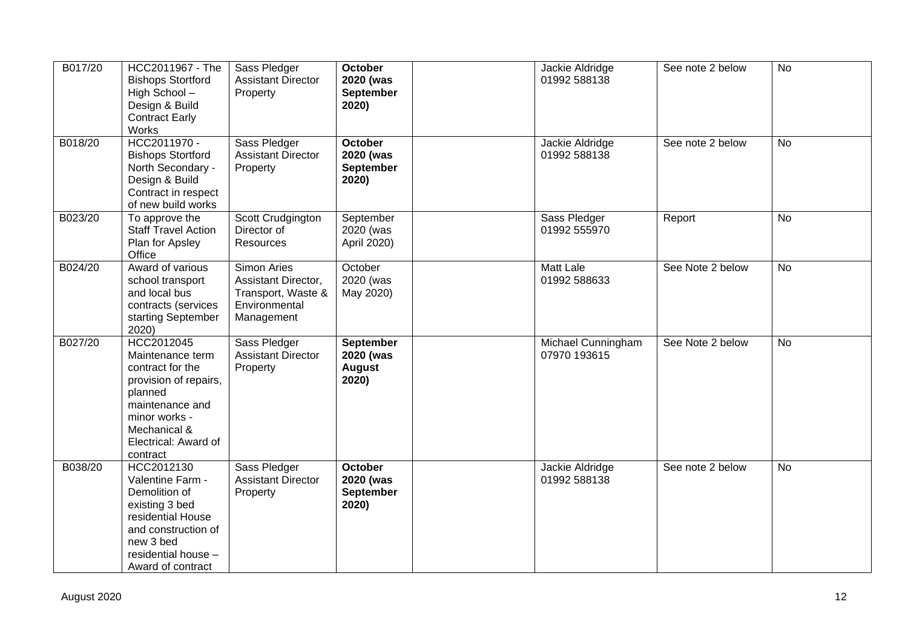| B017/20 | HCC2011967 - The Bishops Stortford High School – Design & Build Contract Early Works | Sass Pledger Assistant Director Property | **October 2020 (was September 2020)** | | Jackie Aldridge 01992 588138 | See note 2 below | No |
|---|---|---|---|---|---|---|---|
| B018/20 | HCC2011970 - Bishops Stortford North Secondary - Design & Build Contract in respect of new build works | Sass Pledger Assistant Director Property | **October 2020 (was September 2020)** | | Jackie Aldridge 01992 588138 | See note 2 below | No |
| B023/20 | To approve the Staff Travel Action Plan for Apsley Office | Scott Crudgington Director of Resources | September 2020 (was April 2020) | | Sass Pledger 01992 555970 | Report | No |
| B024/20 | Award of various school transport and local bus contracts (services starting September 2020) | Simon Aries Assistant Director, Transport, Waste & Environmental Management | October 2020 (was May 2020) | | Matt Lale 01992 588633 | See Note 2 below | No |
| B027/20 | HCC2012045 Maintenance term contract for the provision of repairs, planned maintenance and minor works - Mechanical & Electrical: Award of contract | Sass Pledger Assistant Director Property | **September 2020 (was August 2020)** | | Michael Cunningham 07970 193615 | See Note 2 below | No |
| B038/20 | HCC2012130 Valentine Farm - Demolition of existing 3 bed residential House and construction of new 3 bed residential house – Award of contract | Sass Pledger Assistant Director Property | **October 2020 (was September 2020)** | | Jackie Aldridge 01992 588138 | See note 2 below | No |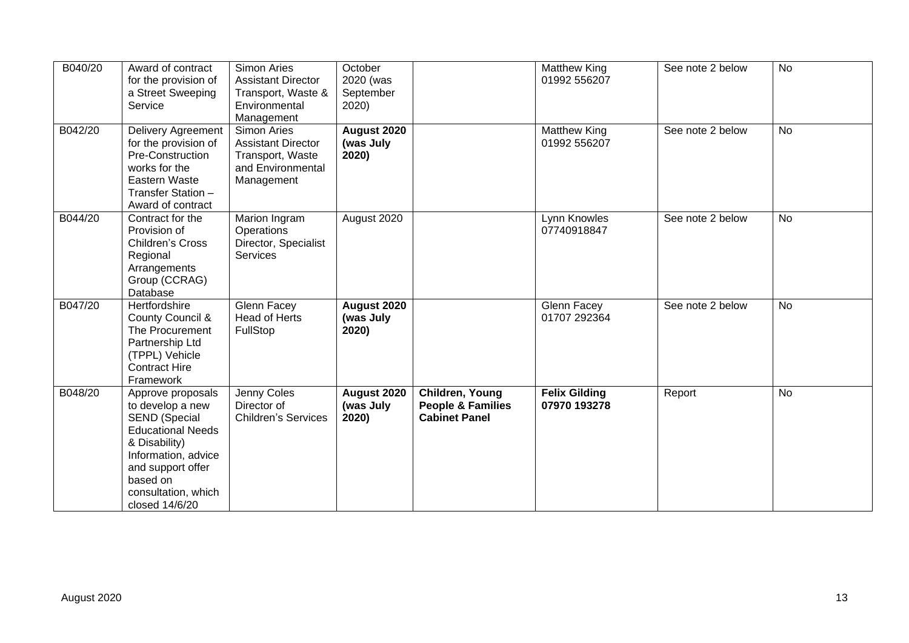| B040/20 | Award of contract for the provision of a Street Sweeping Service | Simon Aries Assistant Director Transport, Waste & Environmental Management | October 2020 (was September 2020) | | Matthew King 01992 556207 | See note 2 below | No |
|---|---|---|---|---|---|---|---|
| B042/20 | Delivery Agreement for the provision of Pre-Construction works for the Eastern Waste Transfer Station – Award of contract | Simon Aries Assistant Director Transport, Waste and Environmental Management | **August 2020 (was July 2020)** | | Matthew King 01992 556207 | See note 2 below | No |
| B044/20 | Contract for the Provision of Children's Cross Regional Arrangements Group (CCRAG) Database | Marion Ingram Operations Director, Specialist Services | August 2020 | | Lynn Knowles 07740918847 | See note 2 below | No |
| B047/20 | Hertfordshire County Council & The Procurement Partnership Ltd (TPPL) Vehicle Contract Hire Framework | Glenn Facey Head of Herts FullStop | **August 2020 (was July 2020)** | | Glenn Facey 01707 292364 | See note 2 below | No |
| B048/20 | Approve proposals to develop a new SEND (Special Educational Needs & Disability) Information, advice and support offer based on consultation, which closed 14/6/20 | Jenny Coles Director of Children's Services | **August 2020 (was July 2020)** | **Children, Young People & Families Cabinet Panel** | **Felix Gilding 07970 193278** | Report | No |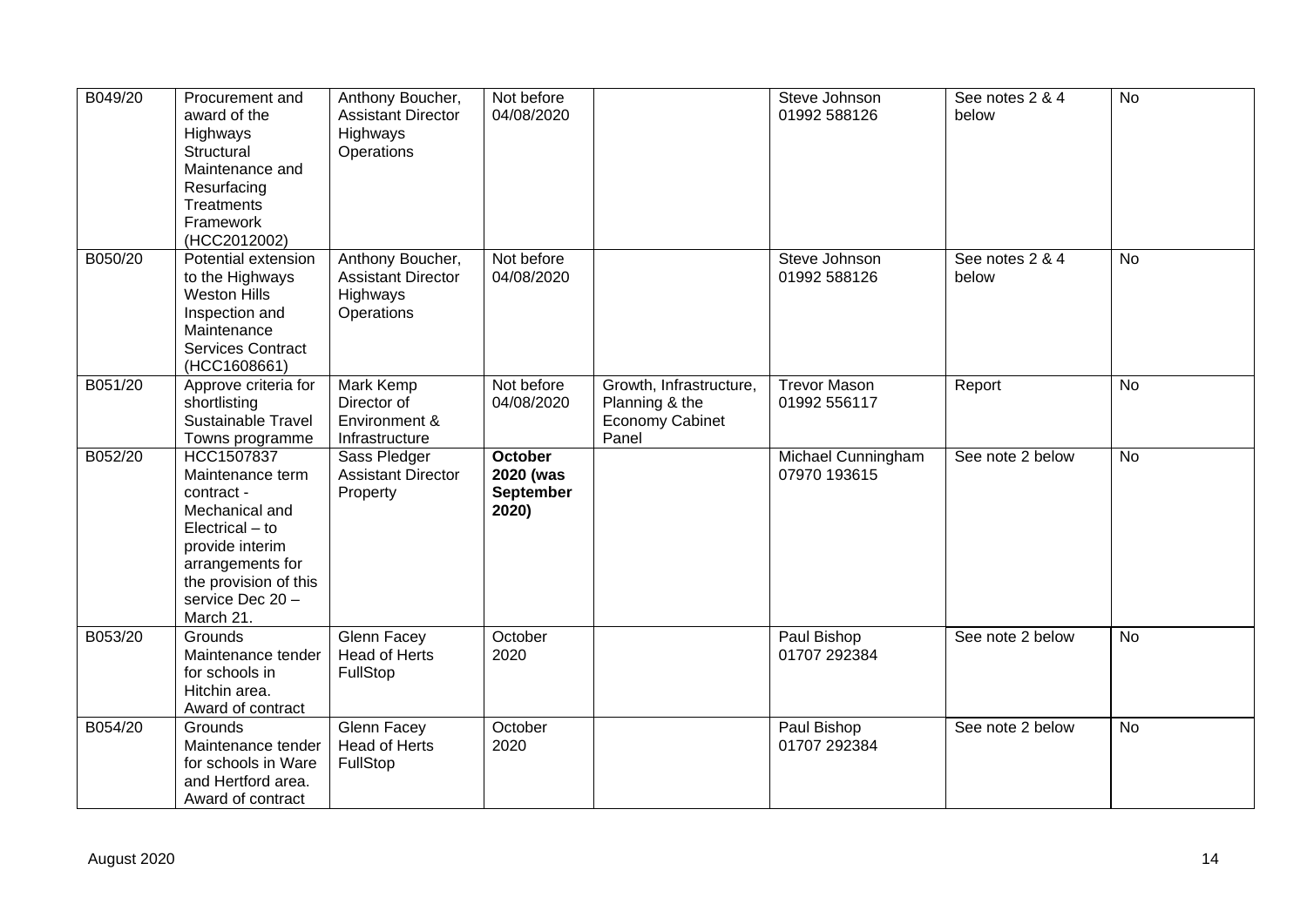| B049/20 | Procurement and award of the Highways Structural Maintenance and Resurfacing Treatments Framework (HCC2012002) | Anthony Boucher, Assistant Director Highways Operations | Not before 04/08/2020 | | Steve Johnson 01992 588126 | See notes 2 & 4 below | No |
|---|---|---|---|---|---|---|---|
| B050/20 | Potential extension to the Highways Weston Hills Inspection and Maintenance Services Contract (HCC1608661) | Anthony Boucher, Assistant Director Highways Operations | Not before 04/08/2020 | | Steve Johnson 01992 588126 | See notes 2 & 4 below | No |
| B051/20 | Approve criteria for shortlisting Sustainable Travel Towns programme | Mark Kemp Director of Environment & Infrastructure | Not before 04/08/2020 | Growth, Infrastructure, Planning & the Economy Cabinet Panel | Trevor Mason 01992 556117 | Report | No |
| B052/20 | HCC1507837 Maintenance term contract - Mechanical and Electrical – to provide interim arrangements for the provision of this service Dec 20 – March 21. | Sass Pledger Assistant Director Property | **October 2020 (was September 2020)** | | Michael Cunningham 07970 193615 | See note 2 below | No |
| B053/20 | Grounds Maintenance tender for schools in Hitchin area. Award of contract | Glenn Facey Head of Herts FullStop | October 2020 | | Paul Bishop 01707 292384 | See note 2 below | No |
| B054/20 | Grounds Maintenance tender for schools in Ware and Hertford area. Award of contract | Glenn Facey Head of Herts FullStop | October 2020 | | Paul Bishop 01707 292384 | See note 2 below | No |

August 2020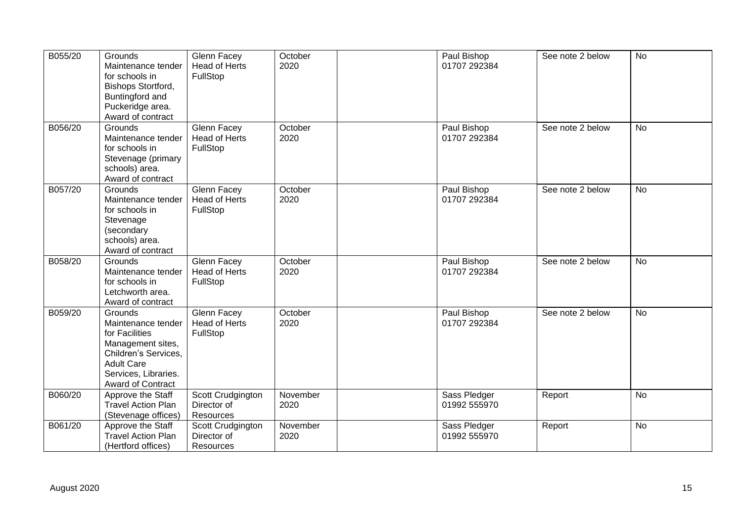| | | | | | | | |
|---|---|---|---|---|---|---|---|
| B055/20 | Grounds Maintenance tender for schools in Bishops Stortford, Buntingford and Puckeridge area. Award of contract | Glenn Facey Head of Herts FullStop | October 2020 | | Paul Bishop 01707 292384 | See note 2 below | No |
| B056/20 | Grounds Maintenance tender for schools in Stevenage (primary schools) area. Award of contract | Glenn Facey Head of Herts FullStop | October 2020 | | Paul Bishop 01707 292384 | See note 2 below | No |
| B057/20 | Grounds Maintenance tender for schools in Stevenage (secondary schools) area. Award of contract | Glenn Facey Head of Herts FullStop | October 2020 | | Paul Bishop 01707 292384 | See note 2 below | No |
| B058/20 | Grounds Maintenance tender for schools in Letchworth area. Award of contract | Glenn Facey Head of Herts FullStop | October 2020 | | Paul Bishop 01707 292384 | See note 2 below | No |
| B059/20 | Grounds Maintenance tender for Facilities Management sites, Children's Services, Adult Care Services, Libraries. Award of Contract | Glenn Facey Head of Herts FullStop | October 2020 | | Paul Bishop 01707 292384 | See note 2 below | No |
| B060/20 | Approve the Staff Travel Action Plan (Stevenage offices) | Scott Crudgington Director of Resources | November 2020 | | Sass Pledger 01992 555970 | Report | No |
| B061/20 | Approve the Staff Travel Action Plan (Hertford offices) | Scott Crudgington Director of Resources | November 2020 | | Sass Pledger 01992 555970 | Report | No |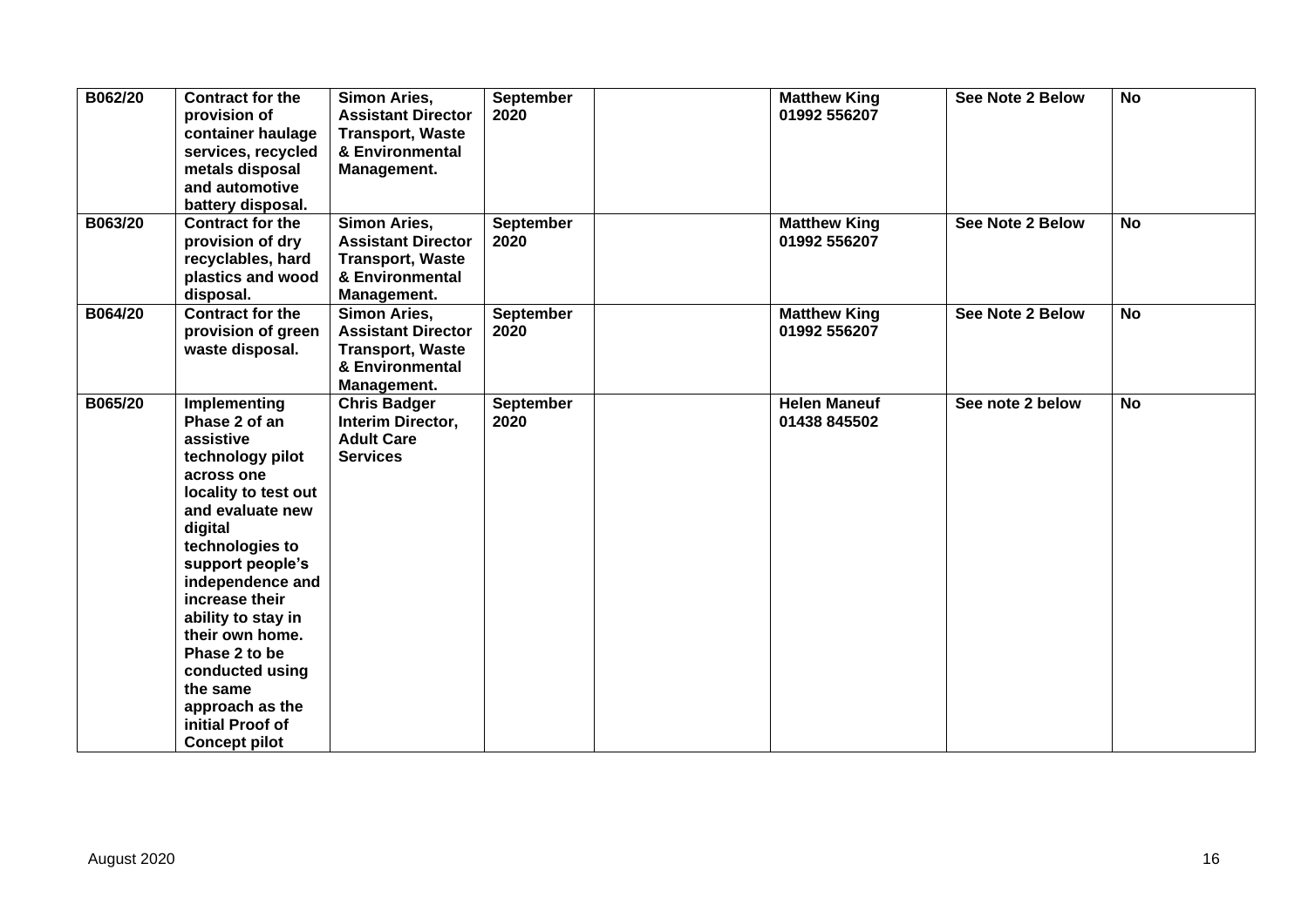| B062/20 | **Contract for the provision of container haulage services, recycled metals disposal and automotive battery disposal.** | **Simon Aries, Assistant Director Transport, Waste & Environmental Management.** | **September 2020** | | **Matthew King 01992 556207** | **See Note 2 Below** | **No** |
|---|---|---|---|---|---|---|---|
| B063/20 | **Contract for the provision of dry recyclables, hard plastics and wood disposal.** | **Simon Aries, Assistant Director Transport, Waste & Environmental Management.** | **September 2020** | | **Matthew King 01992 556207** | **See Note 2 Below** | **No** |
| B064/20 | **Contract for the provision of green waste disposal.** | **Simon Aries, Assistant Director Transport, Waste & Environmental Management.** | **September 2020** | | **Matthew King 01992 556207** | **See Note 2 Below** | **No** |
| B065/20 | **Implementing Phase 2 of an assistive technology pilot across one locality to test out and evaluate new digital technologies to support people's independence and increase their ability to stay in their own home. Phase 2 to be conducted using the same approach as the initial Proof of Concept pilot** | **Chris Badger Interim Director, Adult Care Services** | **September 2020** | | **Helen Maneuf 01438 845502** | **See note 2 below** | **No** |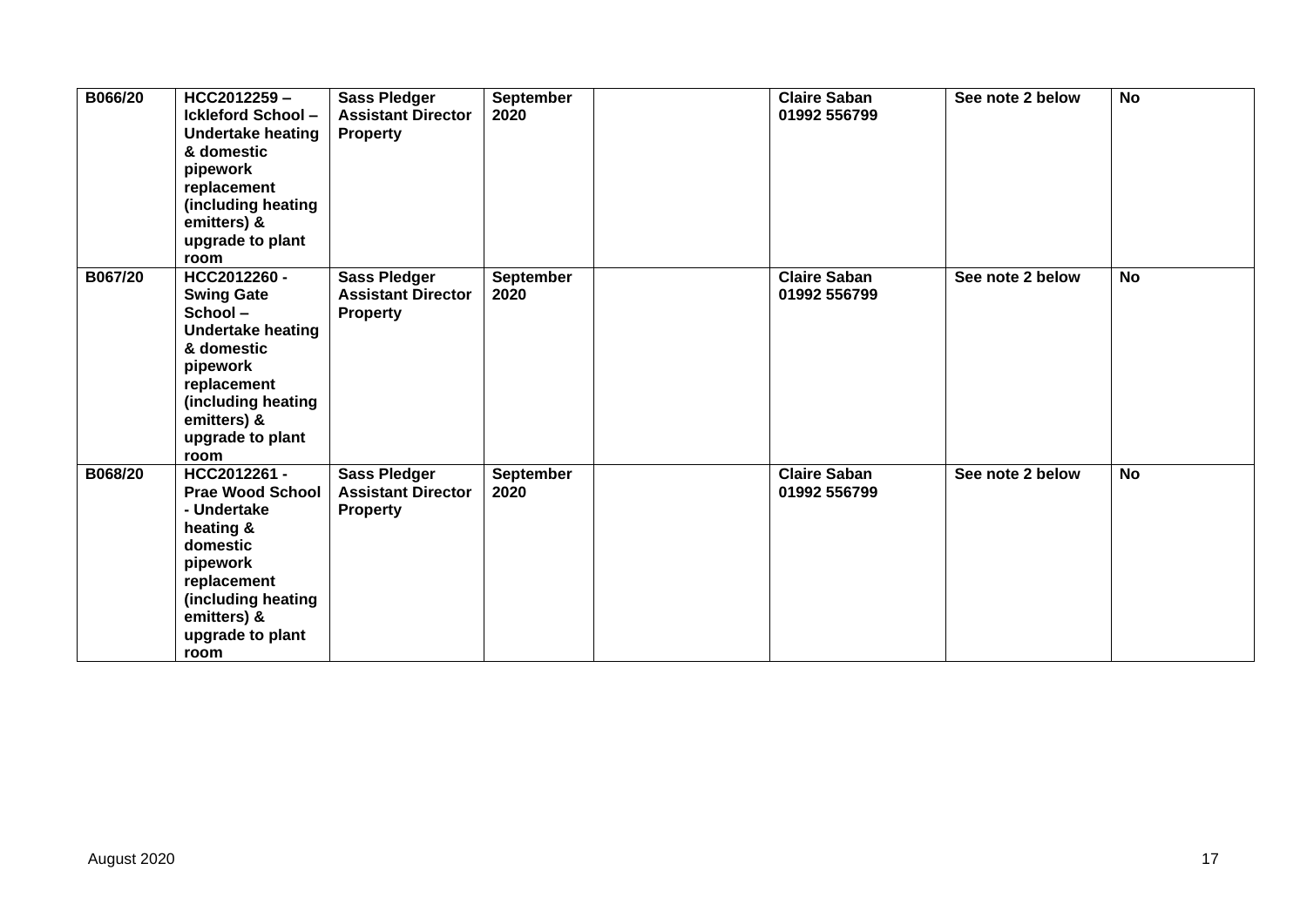| B066/20 | HCC2012259 – Ickleford School – Undertake heating & domestic pipework replacement (including heating emitters) & upgrade to plant room | Sass Pledger Assistant Director Property | September 2020 | | Claire Saban 01992 556799 | See note 2 below | No |
|---|---|---|---|---|---|---|---|
| B067/20 | HCC2012260 - Swing Gate School – Undertake heating & domestic pipework replacement (including heating emitters) & upgrade to plant room | Sass Pledger Assistant Director Property | September 2020 | | Claire Saban 01992 556799 | See note 2 below | No |
| B068/20 | HCC2012261 - Prae Wood School - Undertake heating & domestic pipework replacement (including heating emitters) & upgrade to plant room | Sass Pledger Assistant Director Property | September 2020 | | Claire Saban 01992 556799 | See note 2 below | No |

August 2020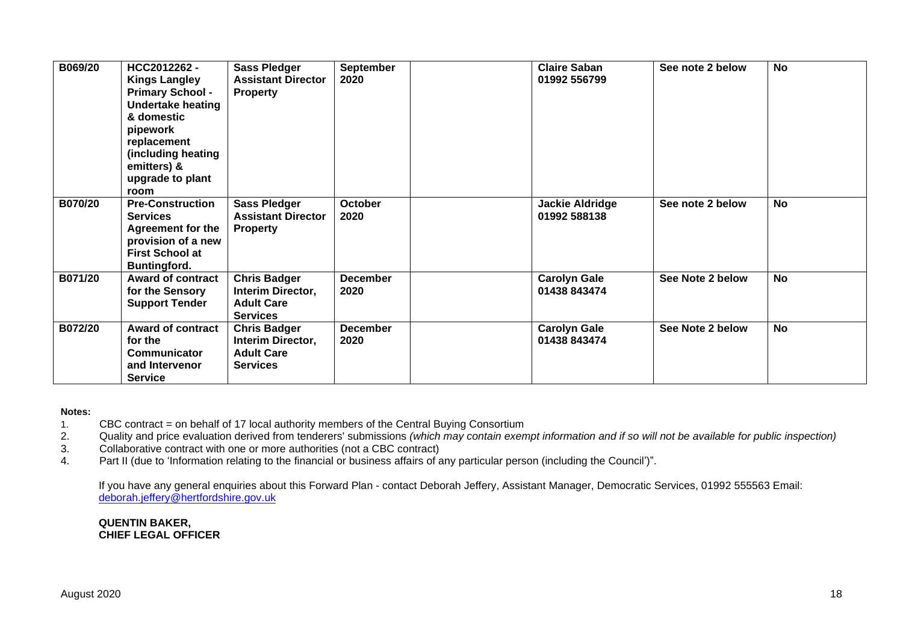| | | | | | | | |
|---|---|---|---|---|---|---|---|
| **B069/20** | **HCC2012262 - Kings Langley Primary School - Undertake heating & domestic pipework replacement (including heating emitters) & upgrade to plant room** | **Sass Pledger Assistant Director Property** | **September 2020** | | **Claire Saban 01992 556799** | **See note 2 below** | **No** |
| **B070/20** | **Pre-Construction Services Agreement for the provision of a new First School at Buntingford.** | **Sass Pledger Assistant Director Property** | **October 2020** | | **Jackie Aldridge 01992 588138** | **See note 2 below** | **No** |
| **B071/20** | **Award of contract for the Sensory Support Tender** | **Chris Badger Interim Director, Adult Care Services** | **December 2020** | | **Carolyn Gale 01438 843474** | **See Note 2 below** | **No** |
| **B072/20** | **Award of contract for the Communicator and Intervenor Service** | **Chris Badger Interim Director, Adult Care Services** | **December 2020** | | **Carolyn Gale 01438 843474** | **See Note 2 below** | **No** |

**Notes:**

1. CBC contract = on behalf of 17 local authority members of the Central Buying Consortium
2. Quality and price evaluation derived from tenderers' submissions *(which may contain exempt information and if so will not be available for public inspection)*
3. Collaborative contract with one or more authorities (not a CBC contract)
4. Part II (due to 'Information relating to the financial or business affairs of any particular person (including the Council')".

If you have any general enquiries about this Forward Plan - contact Deborah Jeffery, Assistant Manager, Democratic Services, 01992 555563 Email: deborah.jeffery@hertfordshire.gov.uk

**QUENTIN BAKER,**
**CHIEF LEGAL OFFICER**

August 2020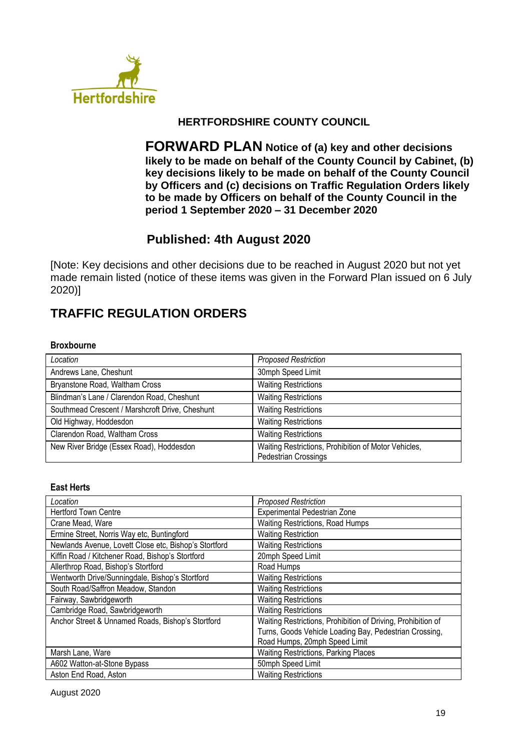**HERTFORDSHIRE COUNTY COUNCIL**

**FORWARD PLAN** **Notice of (a) key and other decisions likely to be made on behalf of the County Council by Cabinet, (b) key decisions likely to be made on behalf of the County Council by Officers and (c) decisions on Traffic Regulation Orders likely to be made by Officers on behalf of the County Council in the period 1 September 2020 – 31 December 2020**

**Published: 4th August 2020**

[Note: Key decisions and other decisions due to be reached in August 2020 but not yet made remain listed (notice of these items was given in the Forward Plan issued on 6 July 2020)]

## TRAFFIC REGULATION ORDERS

### Broxbourne

| *Location* | *Proposed Restriction* |
|---|---|
| Andrews Lane, Cheshunt | 30mph Speed Limit |
| Bryanstone Road, Waltham Cross | Waiting Restrictions |
| Blindman's Lane / Clarendon Road, Cheshunt | Waiting Restrictions |
| Southmead Crescent / Marshcroft Drive, Cheshunt | Waiting Restrictions |
| Old Highway, Hoddesdon | Waiting Restrictions |
| Clarendon Road, Waltham Cross | Waiting Restrictions |
| New River Bridge (Essex Road), Hoddesdon | Waiting Restrictions, Prohibition of Motor Vehicles, Pedestrian Crossings |

### East Herts

| *Location* | *Proposed Restriction* |
|---|---|
| Hertford Town Centre | Experimental Pedestrian Zone |
| Crane Mead, Ware | Waiting Restrictions, Road Humps |
| Ermine Street, Norris Way etc, Buntingford | Waiting Restriction |
| Newlands Avenue, Lovett Close etc, Bishop's Stortford | Waiting Restrictions |
| Kiffin Road / Kitchener Road, Bishop's Stortford | 20mph Speed Limit |
| Allerthrop Road, Bishop's Stortford | Road Humps |
| Wentworth Drive/Sunningdale, Bishop's Stortford | Waiting Restrictions |
| South Road/Saffron Meadow, Standon | Waiting Restrictions |
| Fairway, Sawbridgeworth | Waiting Restrictions |
| Cambridge Road, Sawbridgeworth | Waiting Restrictions |
| Anchor Street & Unnamed Roads, Bishop's Stortford | Waiting Restrictions, Prohibition of Driving, Prohibition of Turns, Goods Vehicle Loading Bay, Pedestrian Crossing, Road Humps, 20mph Speed Limit |
| Marsh Lane, Ware | Waiting Restrictions, Parking Places |
| A602 Watton-at-Stone Bypass | 50mph Speed Limit |
| Aston End Road, Aston | Waiting Restrictions |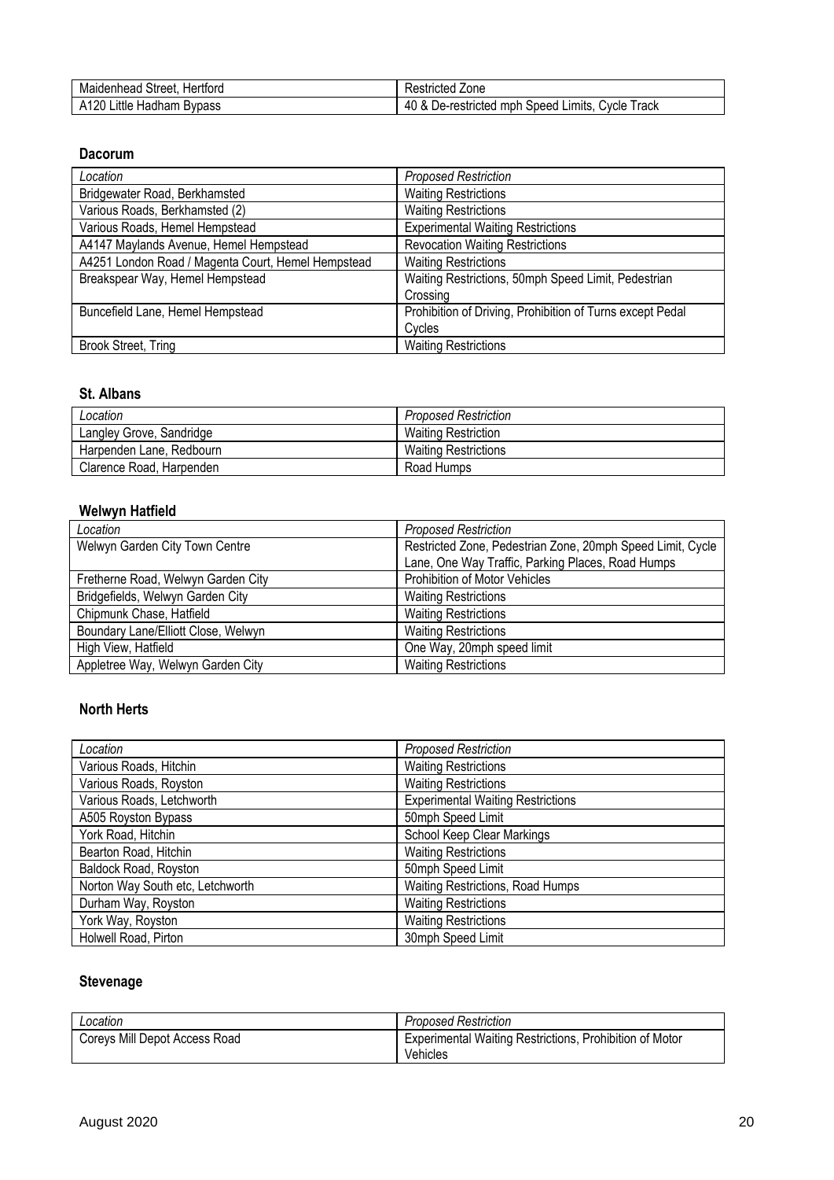| Maidenhead Street, Hertford | Restricted Zone |
|---|---|
| A120 Little Hadham Bypass | 40 & De-restricted mph Speed Limits, Cycle Track |

**Dacorum**

| *Location* | *Proposed Restriction* |
|---|---|
| Bridgewater Road, Berkhamsted | Waiting Restrictions |
| Various Roads, Berkhamsted (2) | Waiting Restrictions |
| Various Roads, Hemel Hempstead | Experimental Waiting Restrictions |
| A4147 Maylands Avenue, Hemel Hempstead | Revocation Waiting Restrictions |
| A4251 London Road / Magenta Court, Hemel Hempstead | Waiting Restrictions |
| Breakspear Way, Hemel Hempstead | Waiting Restrictions, 50mph Speed Limit, Pedestrian Crossing |
| Buncefield Lane, Hemel Hempstead | Prohibition of Driving, Prohibition of Turns except Pedal Cycles |
| Brook Street, Tring | Waiting Restrictions |

**St. Albans**

| *Location* | *Proposed Restriction* |
|---|---|
| Langley Grove, Sandridge | Waiting Restriction |
| Harpenden Lane, Redbourn | Waiting Restrictions |
| Clarence Road, Harpenden | Road Humps |

**Welwyn Hatfield**

| *Location* | *Proposed Restriction* |
|---|---|
| Welwyn Garden City Town Centre | Restricted Zone, Pedestrian Zone, 20mph Speed Limit, Cycle Lane, One Way Traffic, Parking Places, Road Humps |
| Fretherne Road, Welwyn Garden City | Prohibition of Motor Vehicles |
| Bridgefields, Welwyn Garden City | Waiting Restrictions |
| Chipmunk Chase, Hatfield | Waiting Restrictions |
| Boundary Lane/Elliott Close, Welwyn | Waiting Restrictions |
| High View, Hatfield | One Way, 20mph speed limit |
| Appletree Way, Welwyn Garden City | Waiting Restrictions |

**North Herts**

| *Location* | *Proposed Restriction* |
|---|---|
| Various Roads, Hitchin | Waiting Restrictions |
| Various Roads, Royston | Waiting Restrictions |
| Various Roads, Letchworth | Experimental Waiting Restrictions |
| A505 Royston Bypass | 50mph Speed Limit |
| York Road, Hitchin | School Keep Clear Markings |
| Bearton Road, Hitchin | Waiting Restrictions |
| Baldock Road, Royston | 50mph Speed Limit |
| Norton Way South etc, Letchworth | Waiting Restrictions, Road Humps |
| Durham Way, Royston | Waiting Restrictions |
| York Way, Royston | Waiting Restrictions |
| Holwell Road, Pirton | 30mph Speed Limit |

**Stevenage**

| *Location* | *Proposed Restriction* |
|---|---|
| Coreys Mill Depot Access Road | Experimental Waiting Restrictions, Prohibition of Motor Vehicles |

August 2020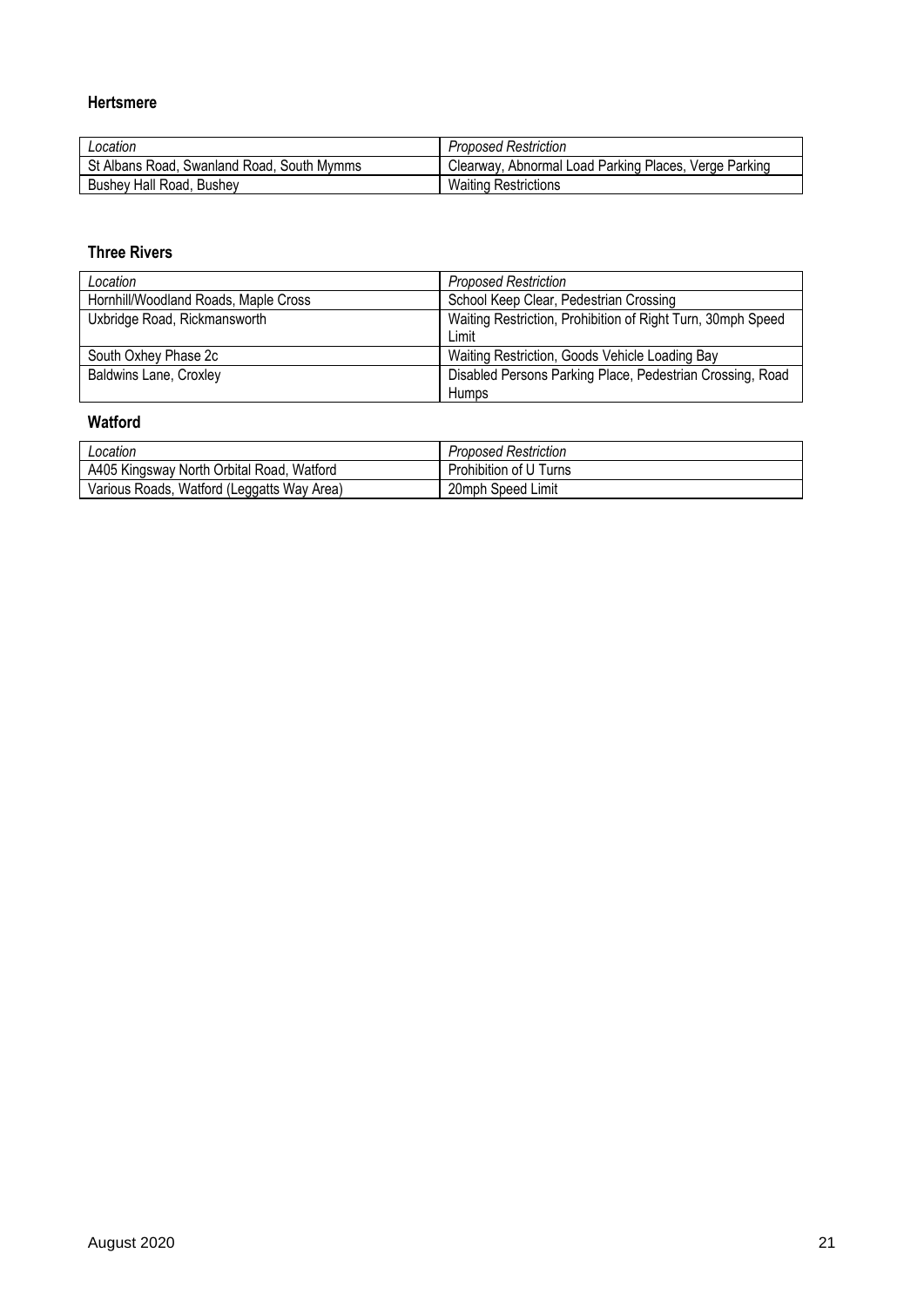**Hertsmere**

| *Location* | *Proposed Restriction* |
|---|---|
| St Albans Road, Swanland Road, South Mymms | Clearway, Abnormal Load Parking Places, Verge Parking |
| Bushey Hall Road, Bushey | Waiting Restrictions |

**Three Rivers**

| *Location* | *Proposed Restriction* |
|---|---|
| Hornhill/Woodland Roads, Maple Cross | School Keep Clear, Pedestrian Crossing |
| Uxbridge Road, Rickmansworth | Waiting Restriction, Prohibition of Right Turn, 30mph Speed Limit |
| South Oxhey Phase 2c | Waiting Restriction, Goods Vehicle Loading Bay |
| Baldwins Lane, Croxley | Disabled Persons Parking Place, Pedestrian Crossing, Road Humps |

**Watford**

| *Location* | *Proposed Restriction* |
|---|---|
| A405 Kingsway North Orbital Road, Watford | Prohibition of U Turns |
| Various Roads, Watford (Leggatts Way Area) | 20mph Speed Limit |